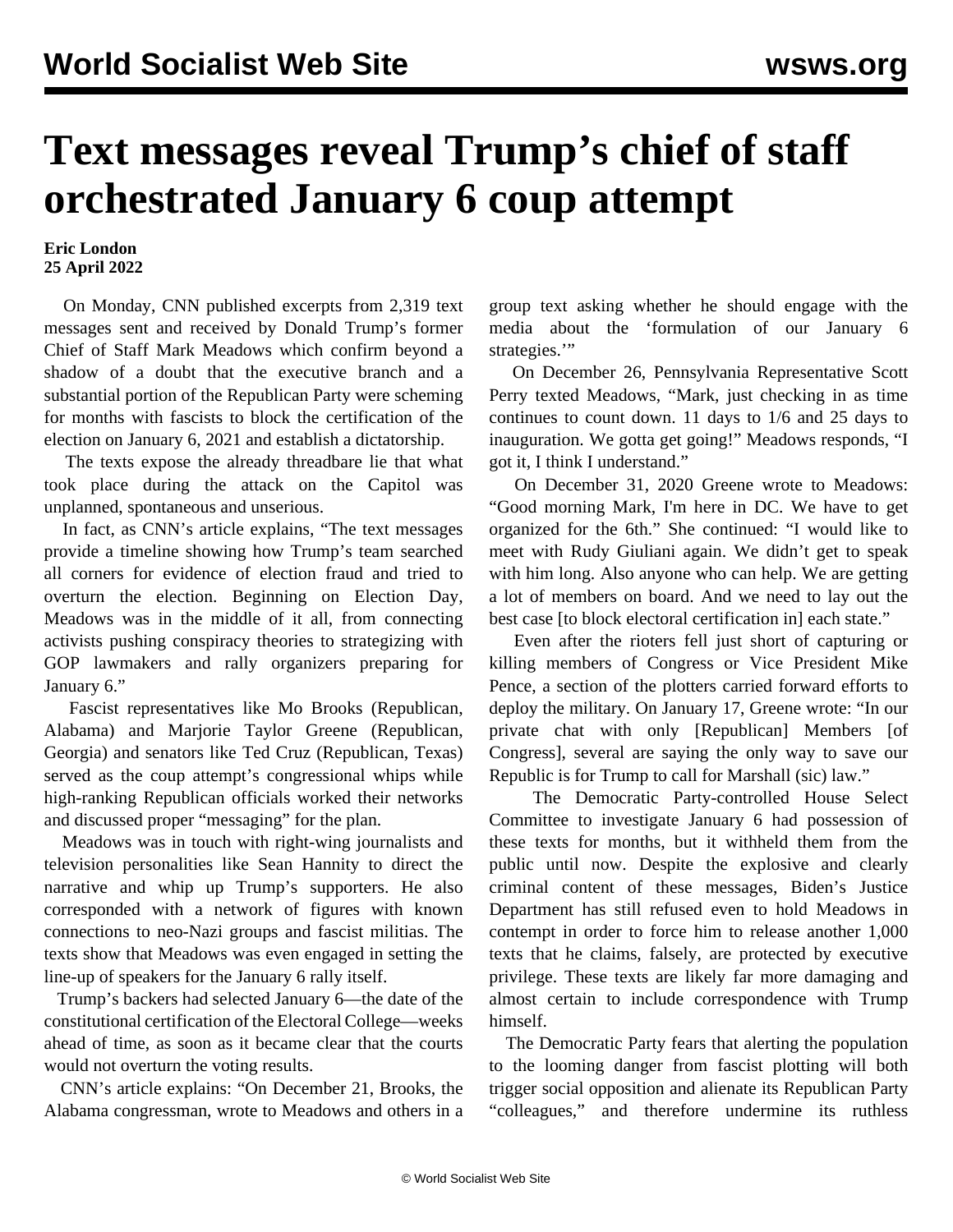# Text messages reveal Trump's chief of staff orchestrated January 6 coup attempt

**Eric London**
**25 April 2022**

On Monday, CNN published excerpts from 2,319 text messages sent and received by Donald Trump's former Chief of Staff Mark Meadows which confirm beyond a shadow of a doubt that the executive branch and a substantial portion of the Republican Party were scheming for months with fascists to block the certification of the election on January 6, 2021 and establish a dictatorship.

The texts expose the already threadbare lie that what took place during the attack on the Capitol was unplanned, spontaneous and unserious.

In fact, as CNN's article explains, "The text messages provide a timeline showing how Trump's team searched all corners for evidence of election fraud and tried to overturn the election. Beginning on Election Day, Meadows was in the middle of it all, from connecting activists pushing conspiracy theories to strategizing with GOP lawmakers and rally organizers preparing for January 6."

Fascist representatives like Mo Brooks (Republican, Alabama) and Marjorie Taylor Greene (Republican, Georgia) and senators like Ted Cruz (Republican, Texas) served as the coup attempt's congressional whips while high-ranking Republican officials worked their networks and discussed proper "messaging" for the plan.

Meadows was in touch with right-wing journalists and television personalities like Sean Hannity to direct the narrative and whip up Trump's supporters. He also corresponded with a network of figures with known connections to neo-Nazi groups and fascist militias. The texts show that Meadows was even engaged in setting the line-up of speakers for the January 6 rally itself.

Trump's backers had selected January 6—the date of the constitutional certification of the Electoral College—weeks ahead of time, as soon as it became clear that the courts would not overturn the voting results.

CNN's article explains: "On December 21, Brooks, the Alabama congressman, wrote to Meadows and others in a group text asking whether he should engage with the media about the 'formulation of our January 6 strategies.'"

On December 26, Pennsylvania Representative Scott Perry texted Meadows, "Mark, just checking in as time continues to count down. 11 days to 1/6 and 25 days to inauguration. We gotta get going!" Meadows responds, "I got it, I think I understand."

On December 31, 2020 Greene wrote to Meadows: "Good morning Mark, I'm here in DC. We have to get organized for the 6th." She continued: "I would like to meet with Rudy Giuliani again. We didn't get to speak with him long. Also anyone who can help. We are getting a lot of members on board. And we need to lay out the best case [to block electoral certification in] each state."

Even after the rioters fell just short of capturing or killing members of Congress or Vice President Mike Pence, a section of the plotters carried forward efforts to deploy the military. On January 17, Greene wrote: "In our private chat with only [Republican] Members [of Congress], several are saying the only way to save our Republic is for Trump to call for Marshall (sic) law."

The Democratic Party-controlled House Select Committee to investigate January 6 had possession of these texts for months, but it withheld them from the public until now. Despite the explosive and clearly criminal content of these messages, Biden's Justice Department has still refused even to hold Meadows in contempt in order to force him to release another 1,000 texts that he claims, falsely, are protected by executive privilege. These texts are likely far more damaging and almost certain to include correspondence with Trump himself.

The Democratic Party fears that alerting the population to the looming danger from fascist plotting will both trigger social opposition and alienate its Republican Party "colleagues," and therefore undermine its ruthless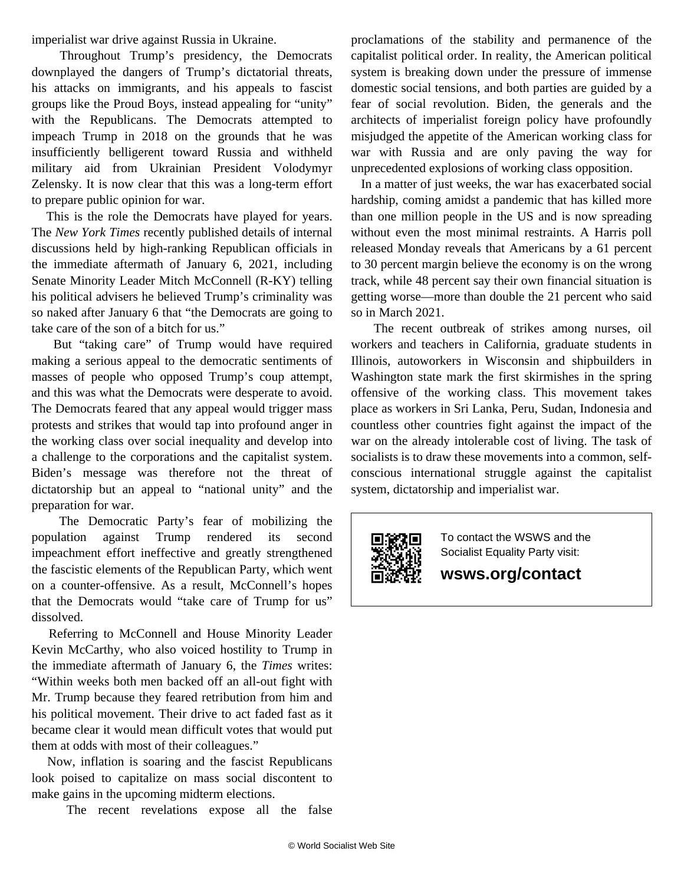imperialist war drive against Russia in Ukraine.

Throughout Trump's presidency, the Democrats downplayed the dangers of Trump's dictatorial threats, his attacks on immigrants, and his appeals to fascist groups like the Proud Boys, instead appealing for "unity" with the Republicans. The Democrats attempted to impeach Trump in 2018 on the grounds that he was insufficiently belligerent toward Russia and withheld military aid from Ukrainian President Volodymyr Zelensky. It is now clear that this was a long-term effort to prepare public opinion for war.

This is the role the Democrats have played for years. The *New York Times* recently published details of internal discussions held by high-ranking Republican officials in the immediate aftermath of January 6, 2021, including Senate Minority Leader Mitch McConnell (R-KY) telling his political advisers he believed Trump's criminality was so naked after January 6 that "the Democrats are going to take care of the son of a bitch for us."

But "taking care" of Trump would have required making a serious appeal to the democratic sentiments of masses of people who opposed Trump's coup attempt, and this was what the Democrats were desperate to avoid. The Democrats feared that any appeal would trigger mass protests and strikes that would tap into profound anger in the working class over social inequality and develop into a challenge to the corporations and the capitalist system. Biden's message was therefore not the threat of dictatorship but an appeal to "national unity" and the preparation for war.

The Democratic Party's fear of mobilizing the population against Trump rendered its second impeachment effort ineffective and greatly strengthened the fascistic elements of the Republican Party, which went on a counter-offensive. As a result, McConnell's hopes that the Democrats would "take care of Trump for us" dissolved.

Referring to McConnell and House Minority Leader Kevin McCarthy, who also voiced hostility to Trump in the immediate aftermath of January 6, the *Times* writes: "Within weeks both men backed off an all-out fight with Mr. Trump because they feared retribution from him and his political movement. Their drive to act faded fast as it became clear it would mean difficult votes that would put them at odds with most of their colleagues."

Now, inflation is soaring and the fascist Republicans look poised to capitalize on mass social discontent to make gains in the upcoming midterm elections.

The recent revelations expose all the false proclamations of the stability and permanence of the capitalist political order. In reality, the American political system is breaking down under the pressure of immense domestic social tensions, and both parties are guided by a fear of social revolution. Biden, the generals and the architects of imperialist foreign policy have profoundly misjudged the appetite of the American working class for war with Russia and are only paving the way for unprecedented explosions of working class opposition.

In a matter of just weeks, the war has exacerbated social hardship, coming amidst a pandemic that has killed more than one million people in the US and is now spreading without even the most minimal restraints. A Harris poll released Monday reveals that Americans by a 61 percent to 30 percent margin believe the economy is on the wrong track, while 48 percent say their own financial situation is getting worse—more than double the 21 percent who said so in March 2021.

The recent outbreak of strikes among nurses, oil workers and teachers in California, graduate students in Illinois, autoworkers in Wisconsin and shipbuilders in Washington state mark the first skirmishes in the spring offensive of the working class. This movement takes place as workers in Sri Lanka, Peru, Sudan, Indonesia and countless other countries fight against the impact of the war on the already intolerable cost of living. The task of socialists is to draw these movements into a common, self-conscious international struggle against the capitalist system, dictatorship and imperialist war.

To contact the WSWS and the Socialist Equality Party visit:

**wsws.org/contact**